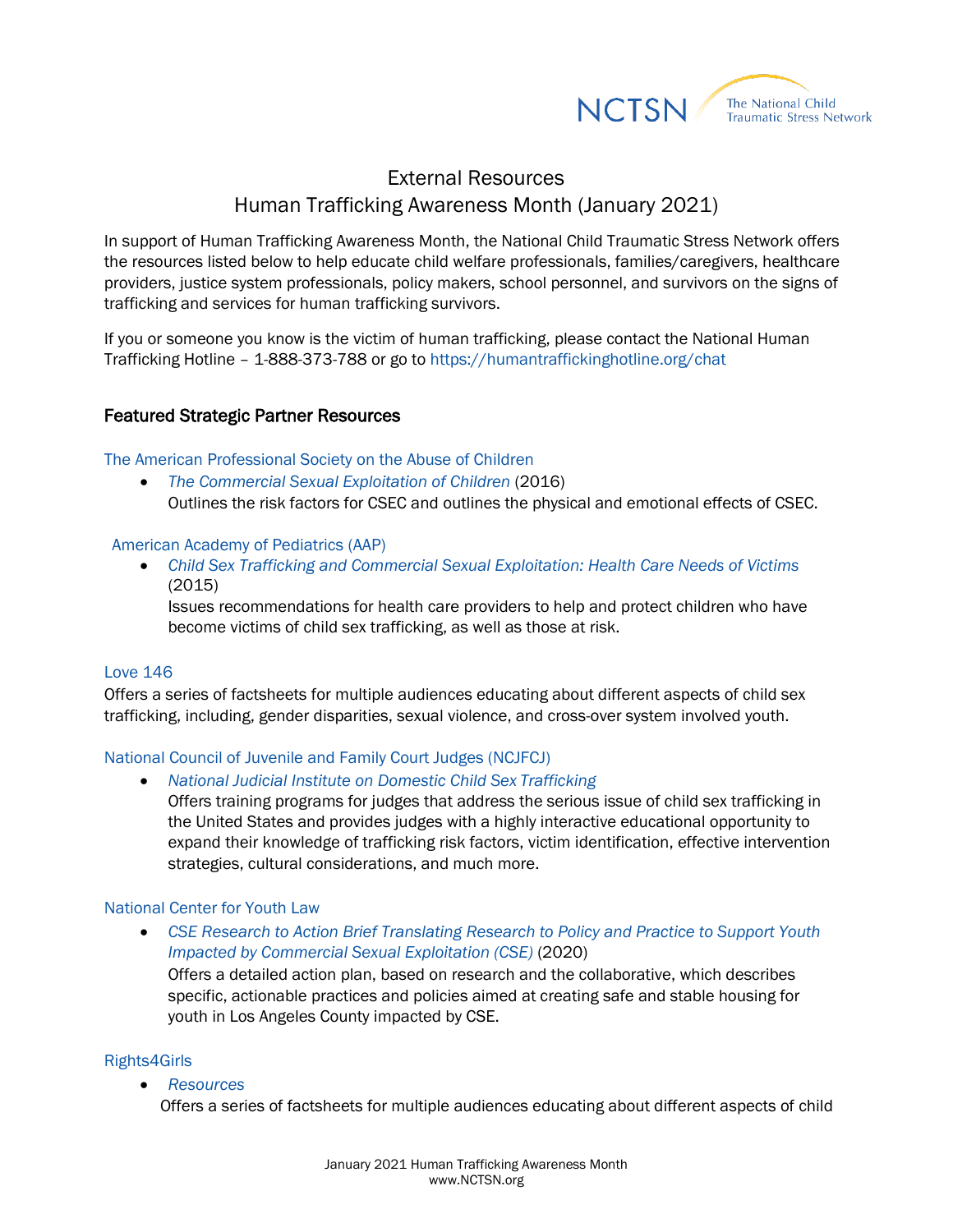NCTSN The National Child Traumatic Stress Network

# External Resources
# Human Trafficking Awareness Month (January 2021)

In support of Human Trafficking Awareness Month, the National Child Traumatic Stress Network offers the resources listed below to help educate child welfare professionals, families/caregivers, healthcare providers, justice system professionals, policy makers, school personnel, and survivors on the signs of trafficking and services for human trafficking survivors.

If you or someone you know is the victim of human trafficking, please contact the National Human Trafficking Hotline – 1-888-373-788 or go to https://humantraffickinghotline.org/chat

## Featured Strategic Partner Resources

The American Professional Society on the Abuse of Children

- *The Commercial Sexual Exploitation of Children* (2016)
  Outlines the risk factors for CSEC and outlines the physical and emotional effects of CSEC.

American Academy of Pediatrics (AAP)

- *Child Sex Trafficking and Commercial Sexual Exploitation: Health Care Needs of Victims* (2015)
  Issues recommendations for health care providers to help and protect children who have become victims of child sex trafficking, as well as those at risk.

Love 146

Offers a series of factsheets for multiple audiences educating about different aspects of child sex trafficking, including, gender disparities, sexual violence, and cross-over system involved youth.

National Council of Juvenile and Family Court Judges (NCJFCJ)

- *National Judicial Institute on Domestic Child Sex Trafficking*
  Offers training programs for judges that address the serious issue of child sex trafficking in the United States and provides judges with a highly interactive educational opportunity to expand their knowledge of trafficking risk factors, victim identification, effective intervention strategies, cultural considerations, and much more.

National Center for Youth Law

- *CSE Research to Action Brief Translating Research to Policy and Practice to Support Youth Impacted by Commercial Sexual Exploitation (CSE)* (2020)
  Offers a detailed action plan, based on research and the collaborative, which describes specific, actionable practices and policies aimed at creating safe and stable housing for youth in Los Angeles County impacted by CSE.

Rights4Girls

- *Resources*
  Offers a series of factsheets for multiple audiences educating about different aspects of child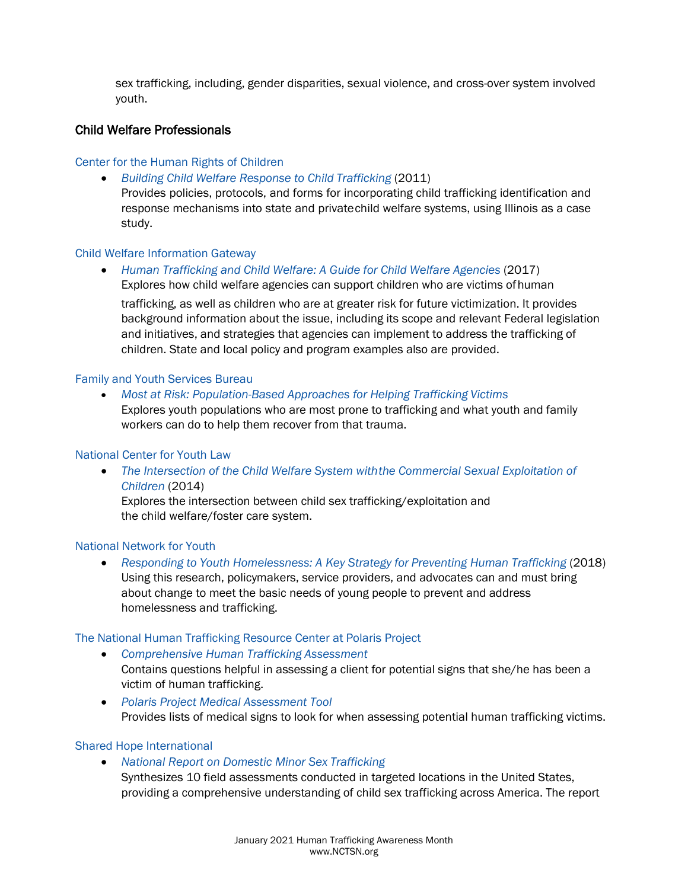sex trafficking, including, gender disparities, sexual violence, and cross-over system involved youth.

## Child Welfare Professionals

Center for the Human Rights of Children

- *Building Child Welfare Response to Child Trafficking* (2011)
  Provides policies, protocols, and forms for incorporating child trafficking identification and response mechanisms into state and private child welfare systems, using Illinois as a case study.

Child Welfare Information Gateway

- *Human Trafficking and Child Welfare: A Guide for Child Welfare Agencies* (2017)
  Explores how child welfare agencies can support children who are victims of human trafficking, as well as children who are at greater risk for future victimization. It provides background information about the issue, including its scope and relevant Federal legislation and initiatives, and strategies that agencies can implement to address the trafficking of children. State and local policy and program examples also are provided.

Family and Youth Services Bureau

- *Most at Risk: Population-Based Approaches for Helping Trafficking Victims*
  Explores youth populations who are most prone to trafficking and what youth and family workers can do to help them recover from that trauma.

National Center for Youth Law

- *The Intersection of the Child Welfare System with the Commercial Sexual Exploitation of Children* (2014)
  Explores the intersection between child sex trafficking/exploitation and the child welfare/foster care system.

National Network for Youth

- *Responding to Youth Homelessness: A Key Strategy for Preventing Human Trafficking* (2018)
  Using this research, policymakers, service providers, and advocates can and must bring about change to meet the basic needs of young people to prevent and address homelessness and trafficking.

The National Human Trafficking Resource Center at Polaris Project

- *Comprehensive Human Trafficking Assessment*
  Contains questions helpful in assessing a client for potential signs that she/he has been a victim of human trafficking.
- *Polaris Project Medical Assessment Tool*
  Provides lists of medical signs to look for when assessing potential human trafficking victims.

Shared Hope International

- *National Report on Domestic Minor Sex Trafficking*
  Synthesizes 10 field assessments conducted in targeted locations in the United States, providing a comprehensive understanding of child sex trafficking across America. The report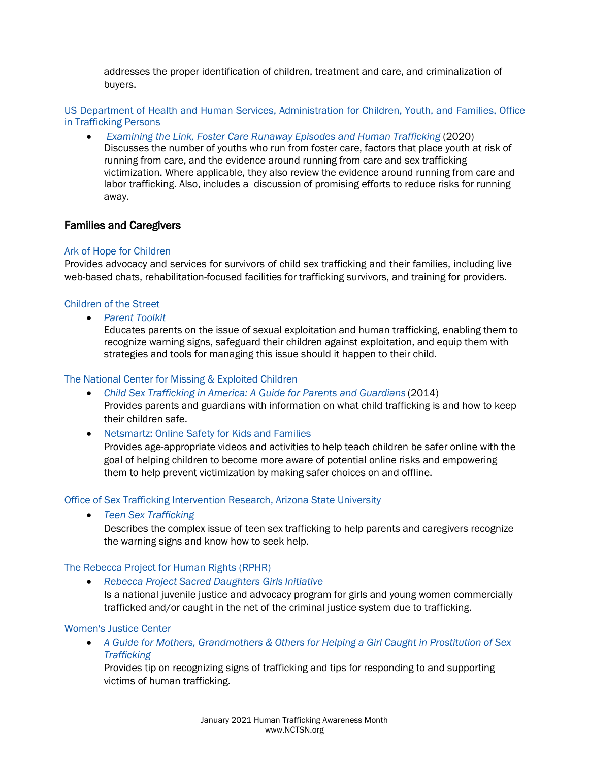addresses the proper identification of children, treatment and care, and criminalization of buyers.

US Department of Health and Human Services, Administration for Children, Youth, and Families, Office in Trafficking Persons

- *Examining the Link, Foster Care Runaway Episodes and Human Trafficking* (2020)
  Discusses the number of youths who run from foster care, factors that place youth at risk of running from care, and the evidence around running from care and sex trafficking victimization. Where applicable, they also review the evidence around running from care and labor trafficking. Also, includes a discussion of promising efforts to reduce risks for running away.

## Families and Caregivers

Ark of Hope for Children

Provides advocacy and services for survivors of child sex trafficking and their families, including live web-based chats, rehabilitation-focused facilities for trafficking survivors, and training for providers.

Children of the Street

- *Parent Toolkit*
  Educates parents on the issue of sexual exploitation and human trafficking, enabling them to recognize warning signs, safeguard their children against exploitation, and equip them with strategies and tools for managing this issue should it happen to their child.

The National Center for Missing & Exploited Children

- *Child Sex Trafficking in America: A Guide for Parents and Guardians* (2014)
  Provides parents and guardians with information on what child trafficking is and how to keep their children safe.
- Netsmartz: Online Safety for Kids and Families
  Provides age-appropriate videos and activities to help teach children be safer online with the goal of helping children to become more aware of potential online risks and empowering them to help prevent victimization by making safer choices on and offline.

Office of Sex Trafficking Intervention Research, Arizona State University

- *Teen Sex Trafficking*
  Describes the complex issue of teen sex trafficking to help parents and caregivers recognize the warning signs and know how to seek help.

The Rebecca Project for Human Rights (RPHR)

- *Rebecca Project Sacred Daughters Girls Initiative*
  Is a national juvenile justice and advocacy program for girls and young women commercially trafficked and/or caught in the net of the criminal justice system due to trafficking.

Women's Justice Center

- *A Guide for Mothers, Grandmothers & Others for Helping a Girl Caught in Prostitution of Sex Trafficking*
  Provides tip on recognizing signs of trafficking and tips for responding to and supporting victims of human trafficking.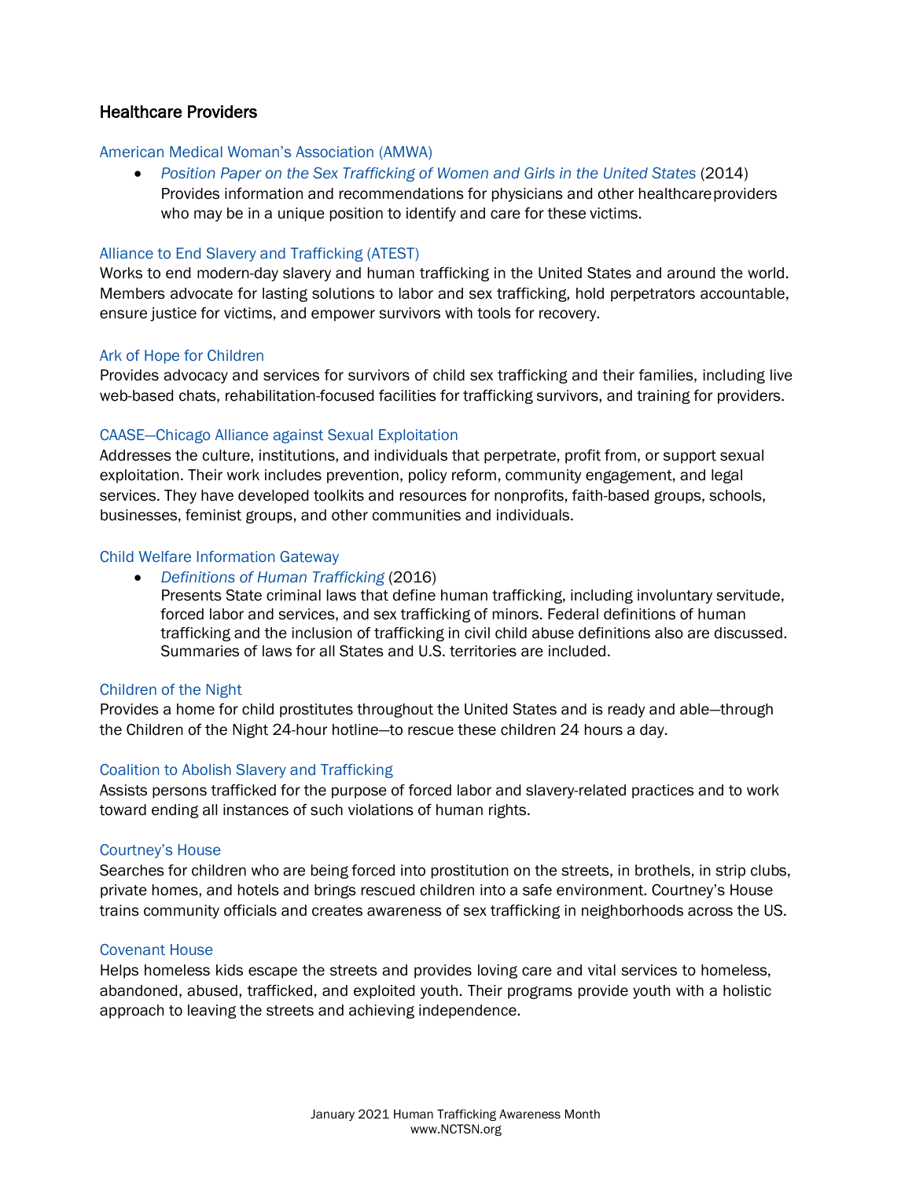## Healthcare Providers

American Medical Woman's Association (AMWA)

- *Position Paper on the Sex Trafficking of Women and Girls in the United States* (2014)
  Provides information and recommendations for physicians and other healthcare providers who may be in a unique position to identify and care for these victims.

Alliance to End Slavery and Trafficking (ATEST)

Works to end modern-day slavery and human trafficking in the United States and around the world. Members advocate for lasting solutions to labor and sex trafficking, hold perpetrators accountable, ensure justice for victims, and empower survivors with tools for recovery.

Ark of Hope for Children

Provides advocacy and services for survivors of child sex trafficking and their families, including live web-based chats, rehabilitation-focused facilities for trafficking survivors, and training for providers.

CAASE—Chicago Alliance against Sexual Exploitation

Addresses the culture, institutions, and individuals that perpetrate, profit from, or support sexual exploitation. Their work includes prevention, policy reform, community engagement, and legal services. They have developed toolkits and resources for nonprofits, faith-based groups, schools, businesses, feminist groups, and other communities and individuals.

Child Welfare Information Gateway

- *Definitions of Human Trafficking* (2016)
  Presents State criminal laws that define human trafficking, including involuntary servitude, forced labor and services, and sex trafficking of minors. Federal definitions of human trafficking and the inclusion of trafficking in civil child abuse definitions also are discussed. Summaries of laws for all States and U.S. territories are included.

Children of the Night

Provides a home for child prostitutes throughout the United States and is ready and able—through the Children of the Night 24-hour hotline—to rescue these children 24 hours a day.

Coalition to Abolish Slavery and Trafficking

Assists persons trafficked for the purpose of forced labor and slavery-related practices and to work toward ending all instances of such violations of human rights.

Courtney's House

Searches for children who are being forced into prostitution on the streets, in brothels, in strip clubs, private homes, and hotels and brings rescued children into a safe environment. Courtney's House trains community officials and creates awareness of sex trafficking in neighborhoods across the US.

Covenant House

Helps homeless kids escape the streets and provides loving care and vital services to homeless, abandoned, abused, trafficked, and exploited youth. Their programs provide youth with a holistic approach to leaving the streets and achieving independence.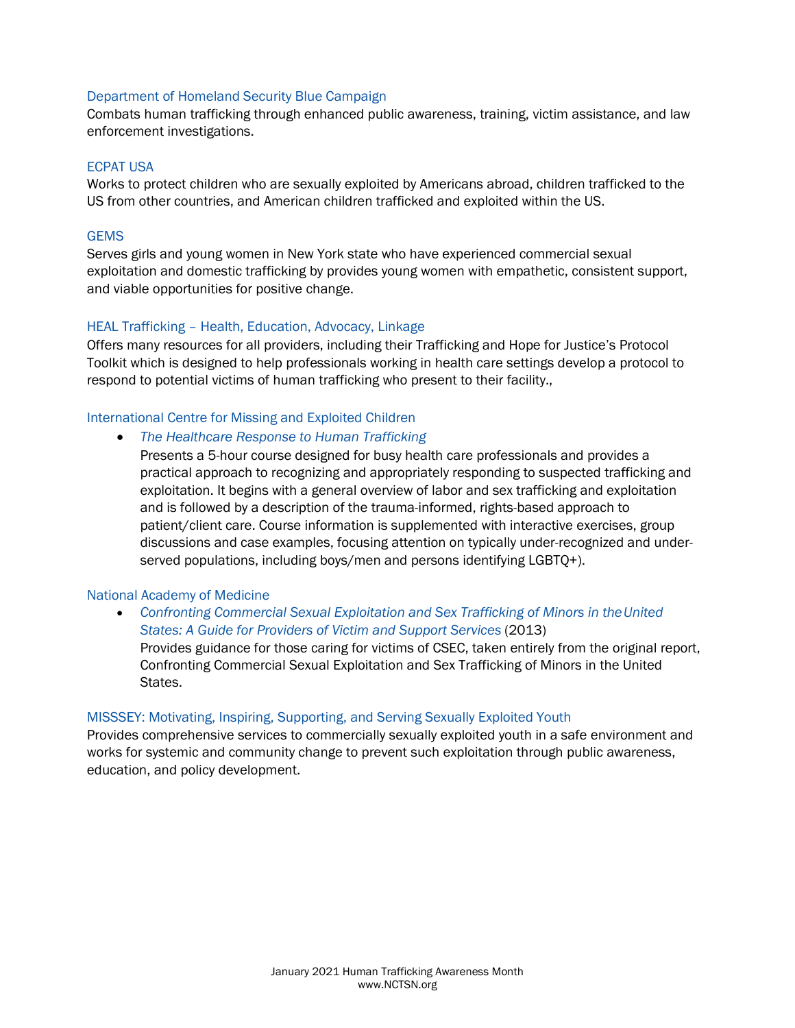Department of Homeland Security Blue Campaign
Combats human trafficking through enhanced public awareness, training, victim assistance, and law enforcement investigations.

ECPAT USA
Works to protect children who are sexually exploited by Americans abroad, children trafficked to the US from other countries, and American children trafficked and exploited within the US.

GEMS
Serves girls and young women in New York state who have experienced commercial sexual exploitation and domestic trafficking by provides young women with empathetic, consistent support, and viable opportunities for positive change.

HEAL Trafficking – Health, Education, Advocacy, Linkage
Offers many resources for all providers, including their Trafficking and Hope for Justice's Protocol Toolkit which is designed to help professionals working in health care settings develop a protocol to respond to potential victims of human trafficking who present to their facility.,

International Centre for Missing and Exploited Children

- *The Healthcare Response to Human Trafficking*
  Presents a 5-hour course designed for busy health care professionals and provides a practical approach to recognizing and appropriately responding to suspected trafficking and exploitation. It begins with a general overview of labor and sex trafficking and exploitation and is followed by a description of the trauma-informed, rights-based approach to patient/client care. Course information is supplemented with interactive exercises, group discussions and case examples, focusing attention on typically under-recognized and under-served populations, including boys/men and persons identifying LGBTQ+).

National Academy of Medicine

- *Confronting Commercial Sexual Exploitation and Sex Trafficking of Minors in the United States: A Guide for Providers of Victim and Support Services* (2013)
  Provides guidance for those caring for victims of CSEC, taken entirely from the original report, Confronting Commercial Sexual Exploitation and Sex Trafficking of Minors in the United States.

MISSSEY: Motivating, Inspiring, Supporting, and Serving Sexually Exploited Youth
Provides comprehensive services to commercially sexually exploited youth in a safe environment and works for systemic and community change to prevent such exploitation through public awareness, education, and policy development.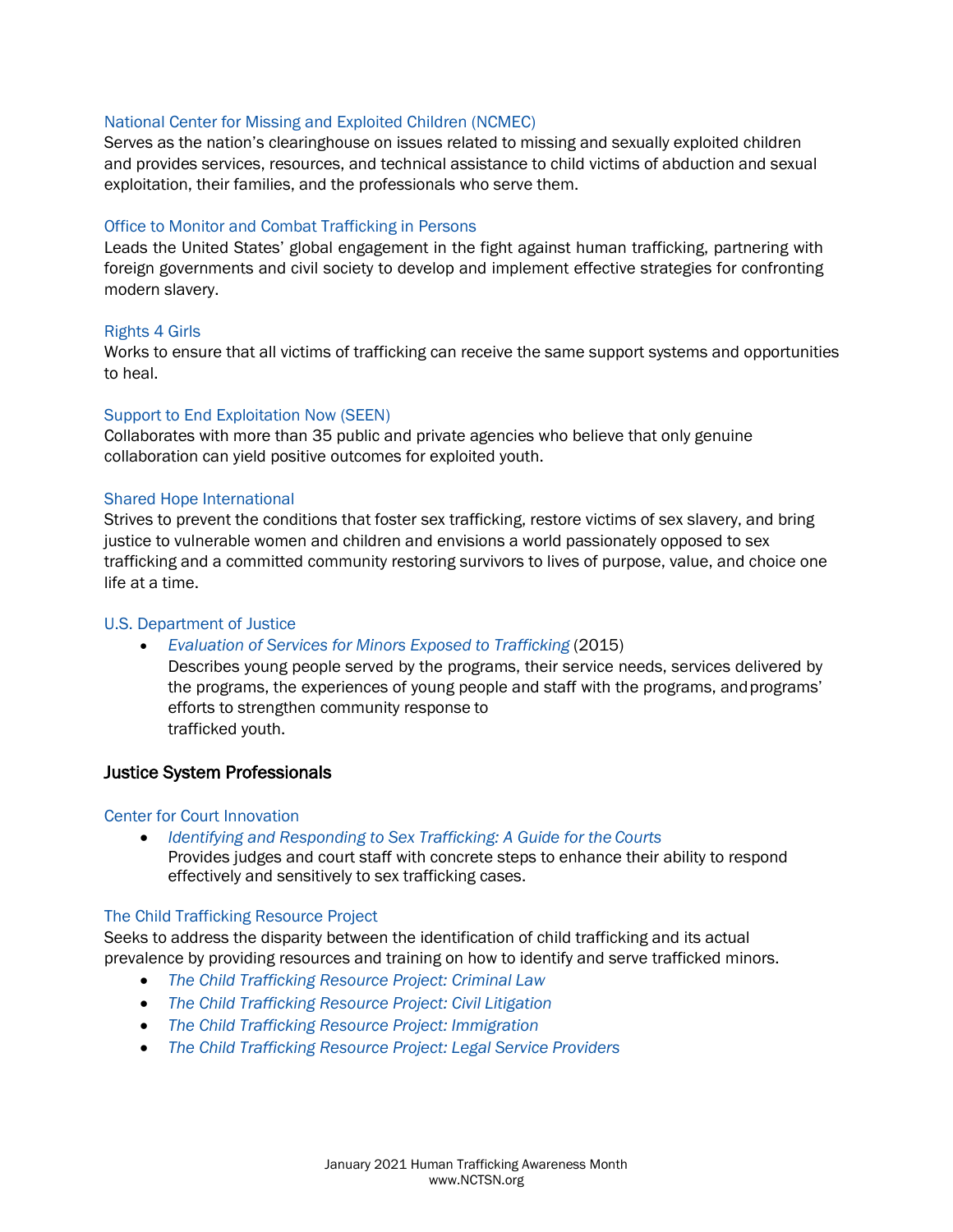National Center for Missing and Exploited Children (NCMEC)

Serves as the nation's clearinghouse on issues related to missing and sexually exploited children and provides services, resources, and technical assistance to child victims of abduction and sexual exploitation, their families, and the professionals who serve them.

Office to Monitor and Combat Trafficking in Persons

Leads the United States' global engagement in the fight against human trafficking, partnering with foreign governments and civil society to develop and implement effective strategies for confronting modern slavery.

Rights 4 Girls

Works to ensure that all victims of trafficking can receive the same support systems and opportunities to heal.

Support to End Exploitation Now (SEEN)

Collaborates with more than 35 public and private agencies who believe that only genuine collaboration can yield positive outcomes for exploited youth.

Shared Hope International

Strives to prevent the conditions that foster sex trafficking, restore victims of sex slavery, and bring justice to vulnerable women and children and envisions a world passionately opposed to sex trafficking and a committed community restoring survivors to lives of purpose, value, and choice one life at a time.

U.S. Department of Justice

- *Evaluation of Services for Minors Exposed to Trafficking* (2015)
  Describes young people served by the programs, their service needs, services delivered by the programs, the experiences of young people and staff with the programs, and programs' efforts to strengthen community response to trafficked youth.

## Justice System Professionals

Center for Court Innovation

- *Identifying and Responding to Sex Trafficking: A Guide for the Courts*
  Provides judges and court staff with concrete steps to enhance their ability to respond effectively and sensitively to sex trafficking cases.

The Child Trafficking Resource Project

Seeks to address the disparity between the identification of child trafficking and its actual prevalence by providing resources and training on how to identify and serve trafficked minors.

- *The Child Trafficking Resource Project: Criminal Law*
- *The Child Trafficking Resource Project: Civil Litigation*
- *The Child Trafficking Resource Project: Immigration*
- *The Child Trafficking Resource Project: Legal Service Providers*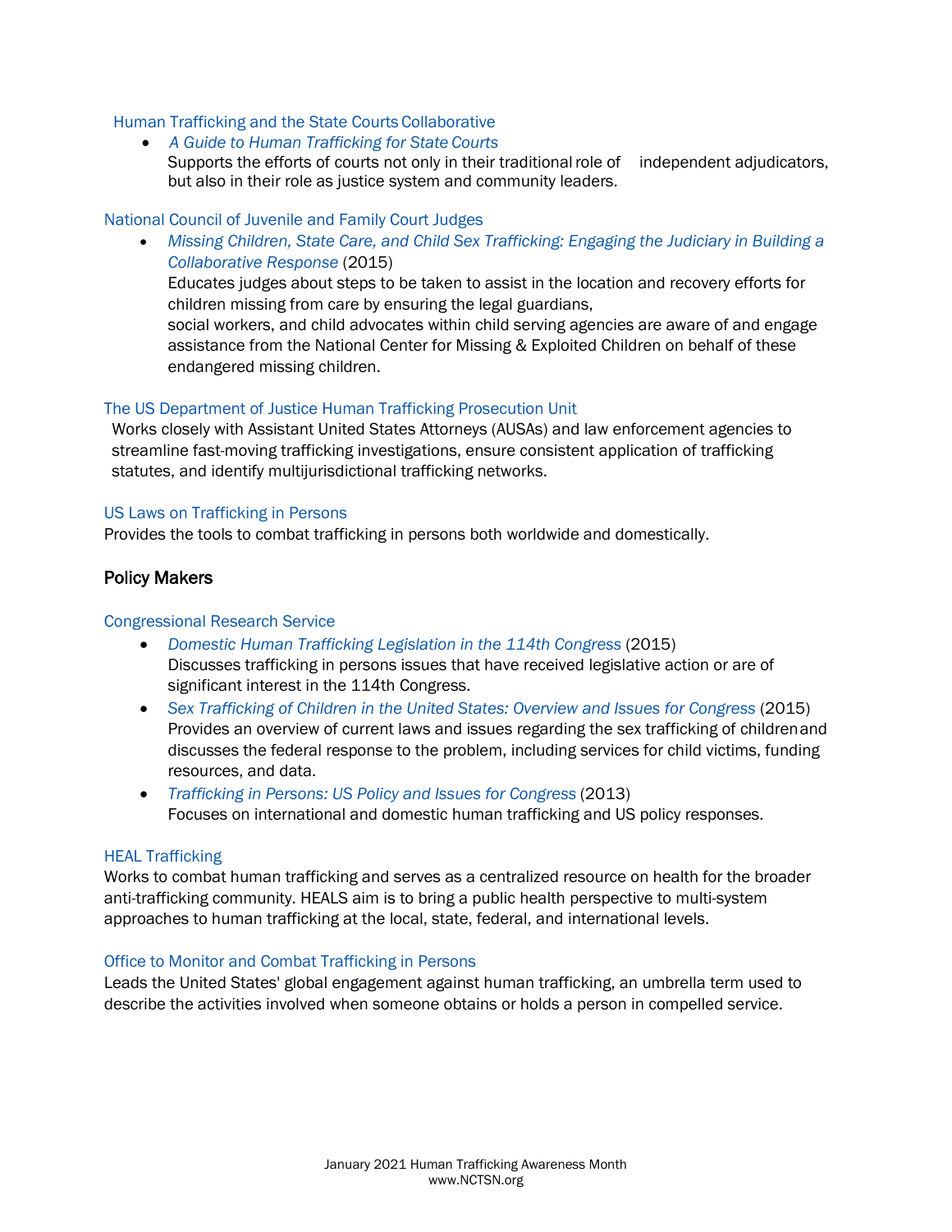Human Trafficking and the State Courts Collaborative

- *A Guide to Human Trafficking for State Courts*
  Supports the efforts of courts not only in their traditional role of independent adjudicators, but also in their role as justice system and community leaders.

National Council of Juvenile and Family Court Judges

- *Missing Children, State Care, and Child Sex Trafficking: Engaging the Judiciary in Building a Collaborative Response* (2015)
  Educates judges about steps to be taken to assist in the location and recovery efforts for children missing from care by ensuring the legal guardians,
  social workers, and child advocates within child serving agencies are aware of and engage assistance from the National Center for Missing & Exploited Children on behalf of these endangered missing children.

The US Department of Justice Human Trafficking Prosecution Unit

Works closely with Assistant United States Attorneys (AUSAs) and law enforcement agencies to streamline fast-moving trafficking investigations, ensure consistent application of trafficking statutes, and identify multijurisdictional trafficking networks.

US Laws on Trafficking in Persons

Provides the tools to combat trafficking in persons both worldwide and domestically.

## Policy Makers

Congressional Research Service

- *Domestic Human Trafficking Legislation in the 114th Congress* (2015)
  Discusses trafficking in persons issues that have received legislative action or are of significant interest in the 114th Congress.
- *Sex Trafficking of Children in the United States: Overview and Issues for Congress* (2015)
  Provides an overview of current laws and issues regarding the sex trafficking of children and discusses the federal response to the problem, including services for child victims, funding resources, and data.
- *Trafficking in Persons: US Policy and Issues for Congress* (2013)
  Focuses on international and domestic human trafficking and US policy responses.

HEAL Trafficking

Works to combat human trafficking and serves as a centralized resource on health for the broader anti-trafficking community. HEALS aim is to bring a public health perspective to multi-system approaches to human trafficking at the local, state, federal, and international levels.

Office to Monitor and Combat Trafficking in Persons

Leads the United States' global engagement against human trafficking, an umbrella term used to describe the activities involved when someone obtains or holds a person in compelled service.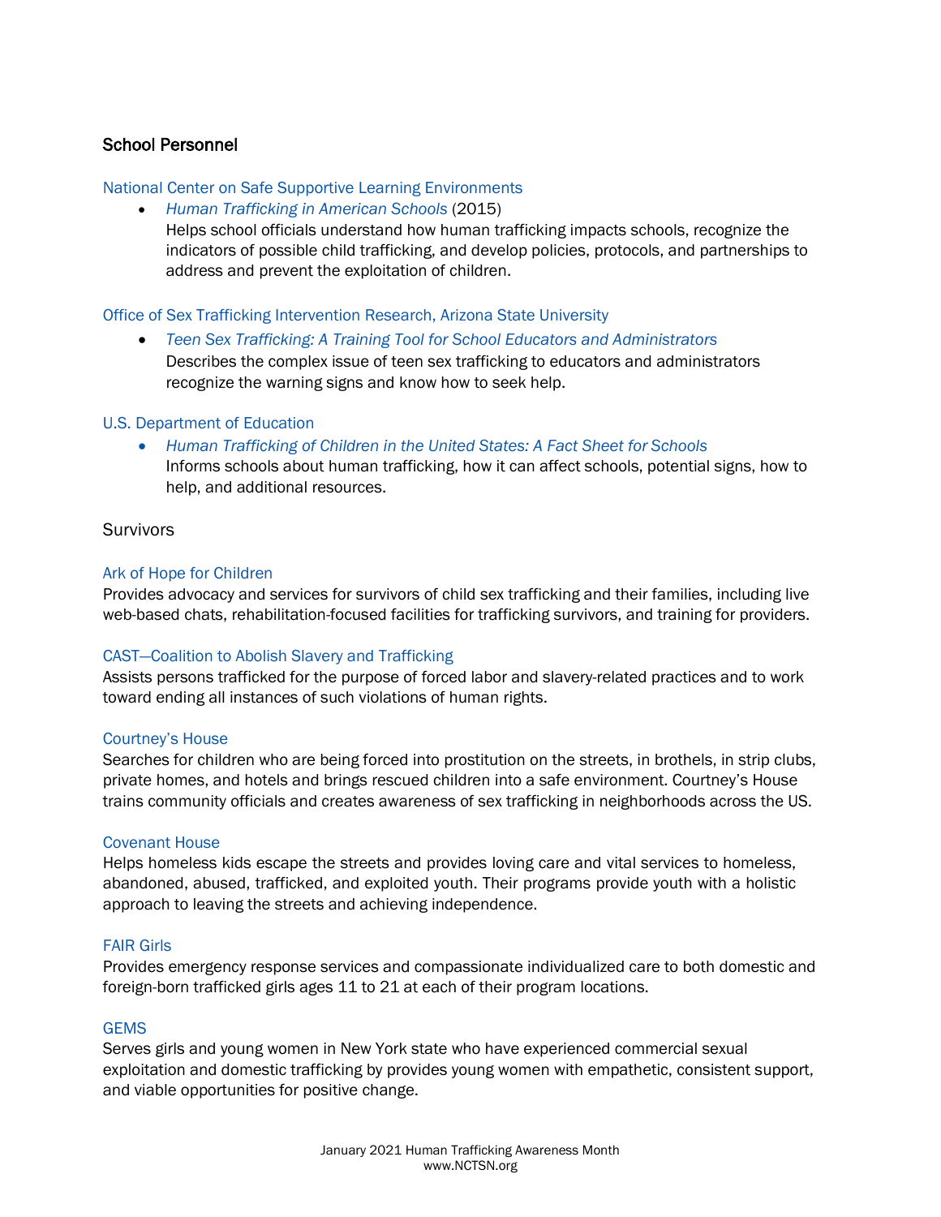## School Personnel

National Center on Safe Supportive Learning Environments

- *Human Trafficking in American Schools* (2015)
  Helps school officials understand how human trafficking impacts schools, recognize the indicators of possible child trafficking, and develop policies, protocols, and partnerships to address and prevent the exploitation of children.

Office of Sex Trafficking Intervention Research, Arizona State University

- *Teen Sex Trafficking: A Training Tool for School Educators and Administrators*
  Describes the complex issue of teen sex trafficking to educators and administrators recognize the warning signs and know how to seek help.

U.S. Department of Education

- *Human Trafficking of Children in the United States: A Fact Sheet for Schools*
  Informs schools about human trafficking, how it can affect schools, potential signs, how to help, and additional resources.

## Survivors

Ark of Hope for Children

Provides advocacy and services for survivors of child sex trafficking and their families, including live web-based chats, rehabilitation-focused facilities for trafficking survivors, and training for providers.

CAST—Coalition to Abolish Slavery and Trafficking

Assists persons trafficked for the purpose of forced labor and slavery-related practices and to work toward ending all instances of such violations of human rights.

Courtney's House

Searches for children who are being forced into prostitution on the streets, in brothels, in strip clubs, private homes, and hotels and brings rescued children into a safe environment. Courtney's House trains community officials and creates awareness of sex trafficking in neighborhoods across the US.

Covenant House

Helps homeless kids escape the streets and provides loving care and vital services to homeless, abandoned, abused, trafficked, and exploited youth. Their programs provide youth with a holistic approach to leaving the streets and achieving independence.

FAIR Girls

Provides emergency response services and compassionate individualized care to both domestic and foreign-born trafficked girls ages 11 to 21 at each of their program locations.

GEMS

Serves girls and young women in New York state who have experienced commercial sexual exploitation and domestic trafficking by provides young women with empathetic, consistent support, and viable opportunities for positive change.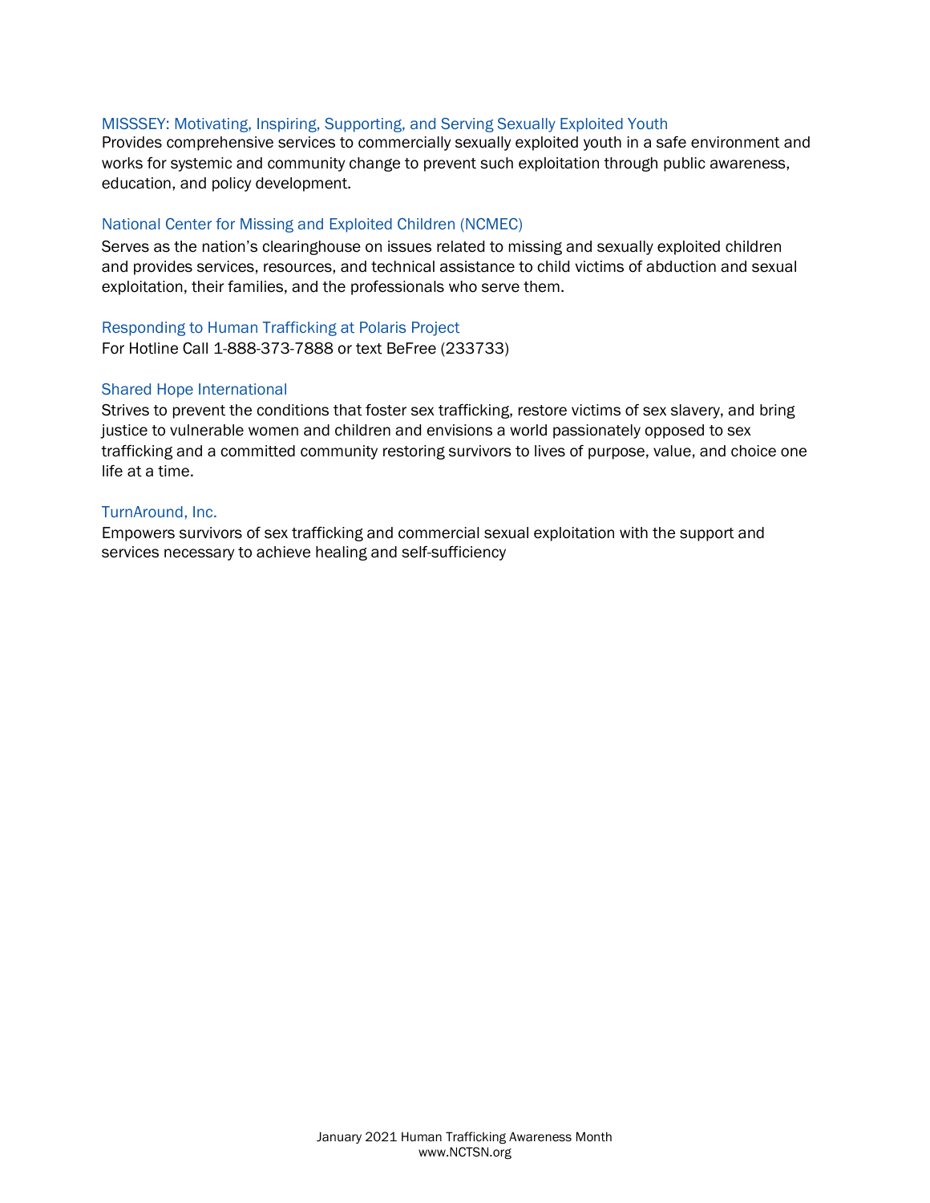MISSSEY: Motivating, Inspiring, Supporting, and Serving Sexually Exploited Youth
Provides comprehensive services to commercially sexually exploited youth in a safe environment and works for systemic and community change to prevent such exploitation through public awareness, education, and policy development.

National Center for Missing and Exploited Children (NCMEC)
Serves as the nation's clearinghouse on issues related to missing and sexually exploited children and provides services, resources, and technical assistance to child victims of abduction and sexual exploitation, their families, and the professionals who serve them.

Responding to Human Trafficking at Polaris Project
For Hotline Call 1-888-373-7888 or text BeFree (233733)

Shared Hope International
Strives to prevent the conditions that foster sex trafficking, restore victims of sex slavery, and bring justice to vulnerable women and children and envisions a world passionately opposed to sex trafficking and a committed community restoring survivors to lives of purpose, value, and choice one life at a time.

TurnAround, Inc.
Empowers survivors of sex trafficking and commercial sexual exploitation with the support and services necessary to achieve healing and self-sufficiency